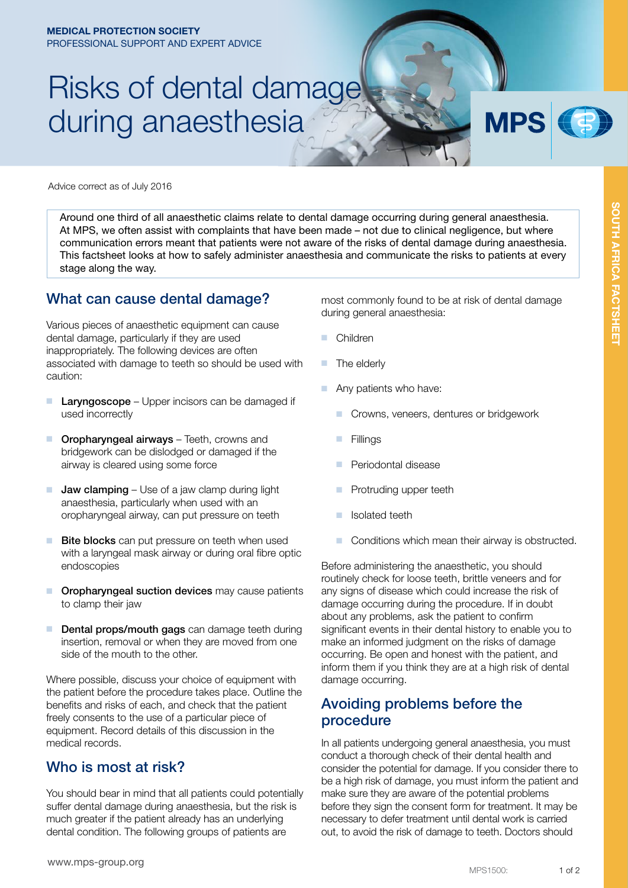MEDICAL PROTECTION SOCIETY
PROFESSIONAL SUPPORT AND EXPERT ADVICE

# Risks of dental damage during anaesthesia

Advice correct as of July 2016

Around one third of all anaesthetic claims relate to dental damage occurring during general anaesthesia. At MPS, we often assist with complaints that have been made – not due to clinical negligence, but where communication errors meant that patients were not aware of the risks of dental damage during anaesthesia. This factsheet looks at how to safely administer anaesthesia and communicate the risks to patients at every stage along the way.

## What can cause dental damage?

Various pieces of anaesthetic equipment can cause dental damage, particularly if they are used inappropriately. The following devices are often associated with damage to teeth so should be used with caution:

- **Laryngoscope** – Upper incisors can be damaged if used incorrectly
- **Oropharyngeal airways** – Teeth, crowns and bridgework can be dislodged or damaged if the airway is cleared using some force
- **Jaw clamping** – Use of a jaw clamp during light anaesthesia, particularly when used with an oropharyngeal airway, can put pressure on teeth
- **Bite blocks** can put pressure on teeth when used with a laryngeal mask airway or during oral fibre optic endoscopies
- **Oropharyngeal suction devices** may cause patients to clamp their jaw
- **Dental props/mouth gags** can damage teeth during insertion, removal or when they are moved from one side of the mouth to the other.

Where possible, discuss your choice of equipment with the patient before the procedure takes place. Outline the benefits and risks of each, and check that the patient freely consents to the use of a particular piece of equipment. Record details of this discussion in the medical records.

## Who is most at risk?

You should bear in mind that all patients could potentially suffer dental damage during anaesthesia, but the risk is much greater if the patient already has an underlying dental condition. The following groups of patients are most commonly found to be at risk of dental damage during general anaesthesia:

- Children
- The elderly
- Any patients who have:
  - Crowns, veneers, dentures or bridgework
  - Fillings
  - Periodontal disease
  - Protruding upper teeth
  - Isolated teeth
  - Conditions which mean their airway is obstructed.

Before administering the anaesthetic, you should routinely check for loose teeth, brittle veneers and for any signs of disease which could increase the risk of damage occurring during the procedure. If in doubt about any problems, ask the patient to confirm significant events in their dental history to enable you to make an informed judgment on the risks of damage occurring. Be open and honest with the patient, and inform them if you think they are at a high risk of dental damage occurring.

## Avoiding problems before the procedure

In all patients undergoing general anaesthesia, you must conduct a thorough check of their dental health and consider the potential for damage. If you consider there to be a high risk of damage, you must inform the patient and make sure they are aware of the potential problems before they sign the consent form for treatment. It may be necessary to defer treatment until dental work is carried out, to avoid the risk of damage to teeth. Doctors should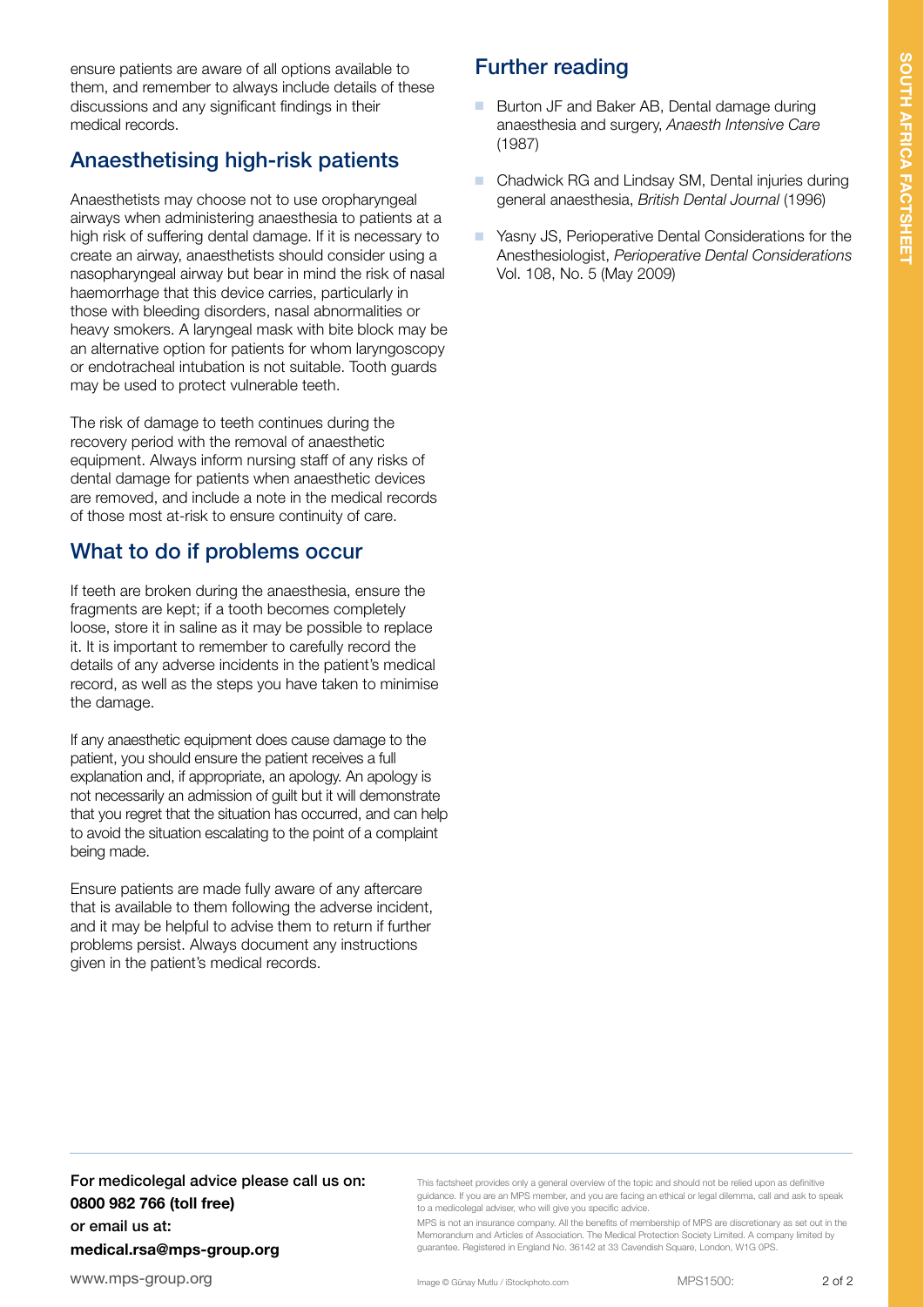ensure patients are aware of all options available to them, and remember to always include details of these discussions and any significant findings in their medical records.

## Anaesthetising high-risk patients

Anaesthetists may choose not to use oropharyngeal airways when administering anaesthesia to patients at a high risk of suffering dental damage. If it is necessary to create an airway, anaesthetists should consider using a nasopharyngeal airway but bear in mind the risk of nasal haemorrhage that this device carries, particularly in those with bleeding disorders, nasal abnormalities or heavy smokers. A laryngeal mask with bite block may be an alternative option for patients for whom laryngoscopy or endotracheal intubation is not suitable. Tooth guards may be used to protect vulnerable teeth.

The risk of damage to teeth continues during the recovery period with the removal of anaesthetic equipment. Always inform nursing staff of any risks of dental damage for patients when anaesthetic devices are removed, and include a note in the medical records of those most at-risk to ensure continuity of care.

## What to do if problems occur

If teeth are broken during the anaesthesia, ensure the fragments are kept; if a tooth becomes completely loose, store it in saline as it may be possible to replace it. It is important to remember to carefully record the details of any adverse incidents in the patient's medical record, as well as the steps you have taken to minimise the damage.

If any anaesthetic equipment does cause damage to the patient, you should ensure the patient receives a full explanation and, if appropriate, an apology. An apology is not necessarily an admission of guilt but it will demonstrate that you regret that the situation has occurred, and can help to avoid the situation escalating to the point of a complaint being made.

Ensure patients are made fully aware of any aftercare that is available to them following the adverse incident, and it may be helpful to advise them to return if further problems persist. Always document any instructions given in the patient's medical records.

## Further reading

- Burton JF and Baker AB, Dental damage during anaesthesia and surgery, *Anaesth Intensive Care* (1987)
- Chadwick RG and Lindsay SM, Dental injuries during general anaesthesia, *British Dental Journal* (1996)
- Yasny JS, Perioperative Dental Considerations for the Anesthesiologist, *Perioperative Dental Considerations* Vol. 108, No. 5 (May 2009)

**For medicolegal advice please call us on:**
**0800 982 766 (toll free)**
**or email us at:**
**medical.rsa@mps-group.org**

This factsheet provides only a general overview of the topic and should not be relied upon as definitive guidance. If you are an MPS member, and you are facing an ethical or legal dilemma, call and ask to speak to a medicolegal adviser, who will give you specific advice.

MPS is not an insurance company. All the benefits of membership of MPS are discretionary as set out in the Memorandum and Articles of Association. The Medical Protection Society Limited. A company limited by guarantee. Registered in England No. 36142 at 33 Cavendish Square, London, W1G 0PS.

www.mps-group.org

Image © Günay Mutlu / iStockphoto.com

MPS1500: